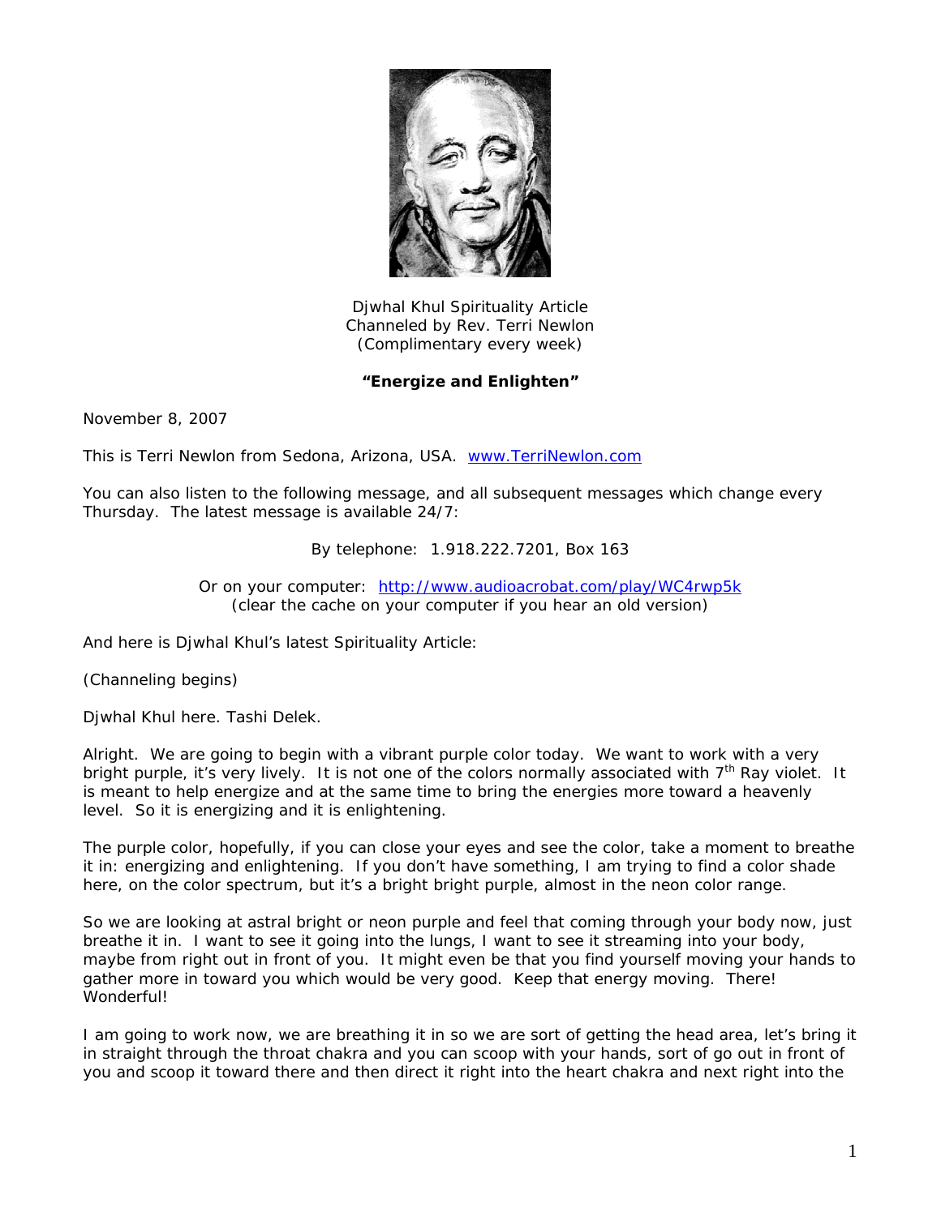Djwhal Khul Spirituality Article
Channeled by Rev. Terri Newlon
(Complimentary every week)

**"Energize and Enlighten"**

November 8, 2007

This is Terri Newlon from Sedona, Arizona, USA. [www.TerriNewlon.com](http://www.TerriNewlon.com)

You can also listen to the following message, and all subsequent messages which change every Thursday. The latest message is available 24/7:

By telephone: 1.918.222.7201, Box 163

Or on your computer: [http://www.audioacrobat.com/play/WC4rwp5k](http://www.audioacrobat.com/play/WC4rwp5k)
(clear the cache on your computer if you hear an old version)

And here is Djwhal Khul's latest Spirituality Article:

(Channeling begins)

Djwhal Khul here. Tashi Delek.

Alright. We are going to begin with a vibrant purple color today. We want to work with a very bright purple, it's very lively. It is not one of the colors normally associated with 7th Ray violet. It is meant to help energize and at the same time to bring the energies more toward a heavenly level. So it is energizing and it is enlightening.

The purple color, hopefully, if you can close your eyes and see the color, take a moment to breathe it in: energizing and enlightening. If you don't have something, I am trying to find a color shade here, on the color spectrum, but it's a bright bright purple, almost in the neon color range.

So we are looking at astral bright or neon purple and feel that coming through your body now, just breathe it in. I want to see it going into the lungs, I want to see it streaming into your body, maybe from right out in front of you. It might even be that you find yourself moving your hands to gather more in toward you which would be very good. Keep that energy moving. There! Wonderful!

I am going to work now, we are breathing it in so we are sort of getting the head area, let's bring it in straight through the throat chakra and you can scoop with your hands, sort of go out in front of you and scoop it toward there and then direct it right into the heart chakra and next right into the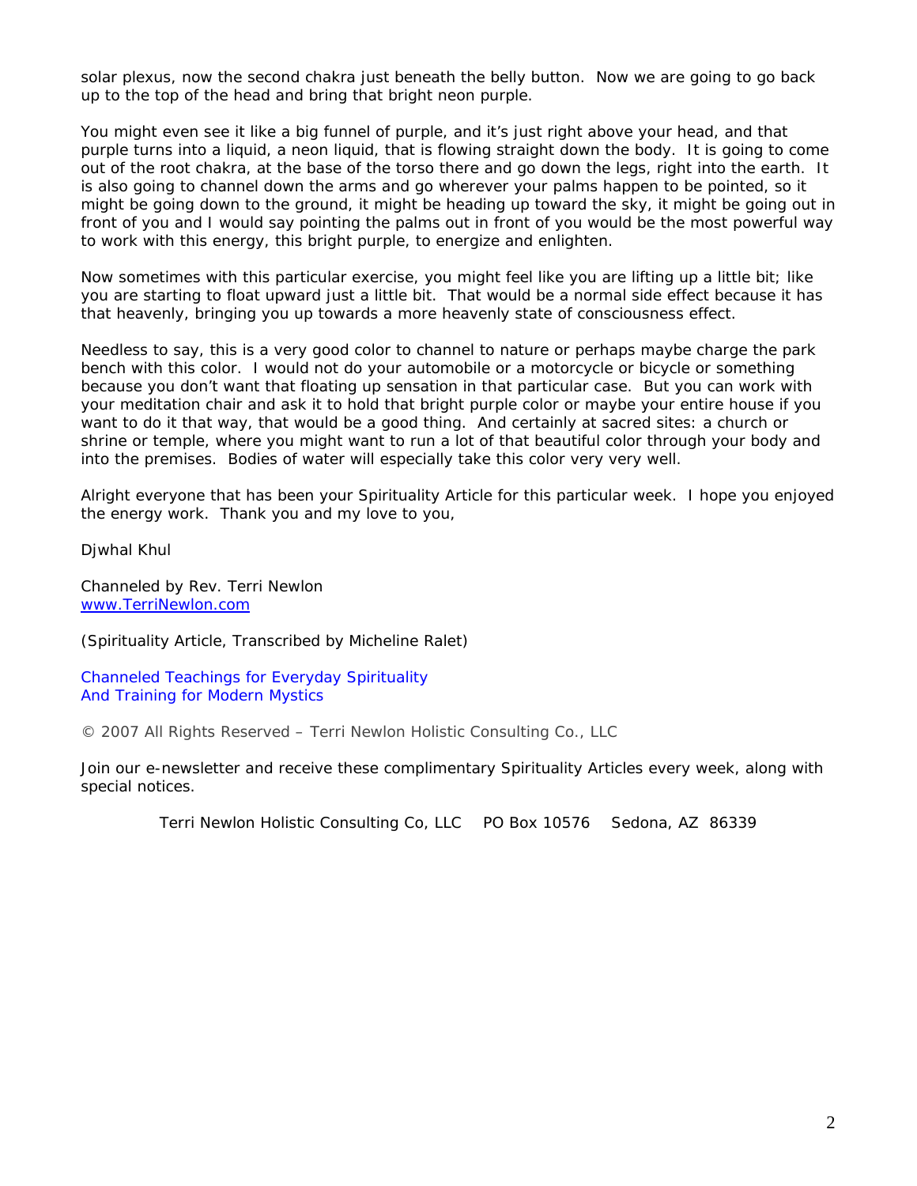solar plexus, now the second chakra just beneath the belly button. Now we are going to go back up to the top of the head and bring that bright neon purple.

You might even see it like a big funnel of purple, and it's just right above your head, and that purple turns into a liquid, a neon liquid, that is flowing straight down the body. It is going to come out of the root chakra, at the base of the torso there and go down the legs, right into the earth. It is also going to channel down the arms and go wherever your palms happen to be pointed, so it might be going down to the ground, it might be heading up toward the sky, it might be going out in front of you and I would say pointing the palms out in front of you would be the most powerful way to work with this energy, this bright purple, to energize and enlighten.

Now sometimes with this particular exercise, you might feel like you are lifting up a little bit; like you are starting to float upward just a little bit. That would be a normal side effect because it has that heavenly, bringing you up towards a more heavenly state of consciousness effect.

Needless to say, this is a very good color to channel to nature or perhaps maybe charge the park bench with this color. I would not do your automobile or a motorcycle or bicycle or something because you don't want that floating up sensation in that particular case. But you can work with your meditation chair and ask it to hold that bright purple color or maybe your entire house if you want to do it that way, that would be a good thing. And certainly at sacred sites: a church or shrine or temple, where you might want to run a lot of that beautiful color through your body and into the premises. Bodies of water will especially take this color very very well.

Alright everyone that has been your Spirituality Article for this particular week. I hope you enjoyed the energy work. Thank you and my love to you,

Djwhal Khul

Channeled by Rev. Terri Newlon
www.TerriNewlon.com

(Spirituality Article, Transcribed by Micheline Ralet)

Channeled Teachings for Everyday Spirituality
And Training for Modern Mystics

© 2007 All Rights Reserved – Terri Newlon Holistic Consulting Co., LLC

Join our e-newsletter and receive these complimentary Spirituality Articles every week, along with special notices.

Terri Newlon Holistic Consulting Co, LLC PO Box 10576 Sedona, AZ 86339